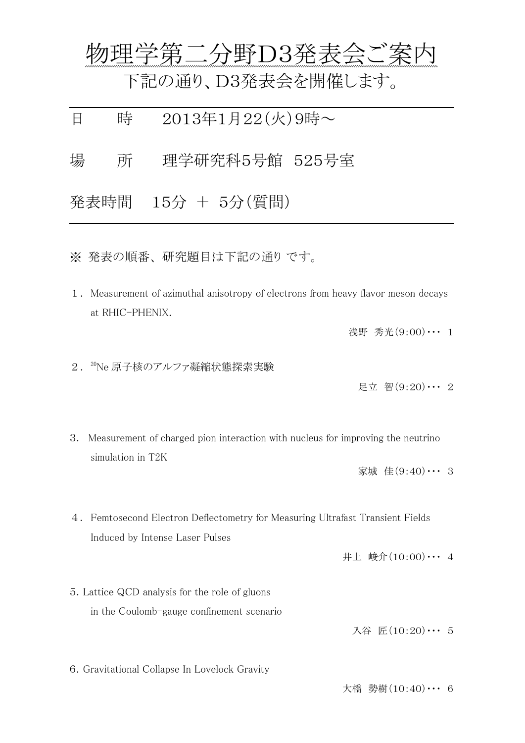# 物理学第二分野D3発表会ご案内

下記の通り、D3発表会を開催します。

---

日　　時　　2013年1月22(火)9時～

場　　所　　理学研究科5号館　525号室

発表時間　 15分 ＋ 5分(質問)

---

※ 発表の順番、研究題目は下記の通り です。

１. Measurement of azimuthal anisotropy of electrons from heavy flavor meson decays at RHIC-PHENIX.

浅野　秀光(9:00)・・・ 1

２. $^{20}$Ne 原子核のアルファ凝縮状態探索実験

足立　智(9:20)・・・ 2

3. Measurement of charged pion interaction with nucleus for improving the neutrino simulation in T2K

家城　佳(9:40)・・・ 3

４. Femtosecond Electron Deflectometry for Measuring Ultrafast Transient Fields Induced by Intense Laser Pulses

井上　峻介(10:00)・・・ 4

5. Lattice QCD analysis for the role of gluons in the Coulomb-gauge confinement scenario

入谷　匠(10:20)・・・ 5

6. Gravitational Collapse In Lovelock Gravity

大橋　勢樹(10:40)・・・ 6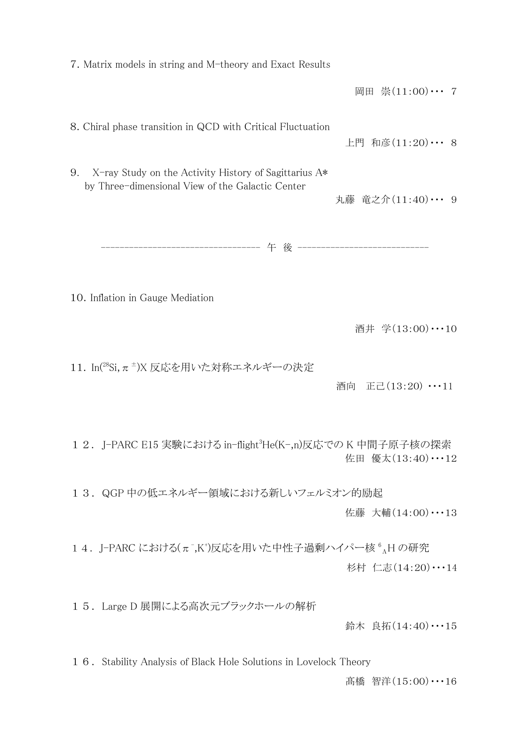7. Matrix models in string and M-theory and Exact Results

岡田 崇(11:00)・・・ 7

8. Chiral phase transition in QCD with Critical Fluctuation

上門 和彦(11:20)・・・ 8

9.  X-ray Study on the Activity History of Sagittarius A*
by Three-dimensional View of the Galactic Center

丸藤 竜之介(11:40)・・・ 9

---------------------------------- 午 後 ----------------------------

10. Inflation in Gauge Mediation

酒井 学(13:00)・・・10

11. In($^{28}$Si, $\pi^{\pm}$)X 反応を用いた対称エネルギーの決定

酒向 正己(13:20) ・・・11

１２． J-PARC E15 実験における in-flight$^3$He(K−,n)反応での K 中間子原子核の探索

佐田 優太(13:40)・・・12

１３． QGP 中の低エネルギー領域における新しいフェルミオン的励起

佐藤 大輔(14:00)・・・13

１４． J-PARC における($\pi^-$,K$^+$)反応を用いた中性子過剰ハイパー核 $^6_\Lambda$H の研究

杉村 仁志(14:20)・・・14

１５． Large D 展開による高次元ブラックホールの解析

鈴木 良拓(14:40)・・・15

１６． Stability Analysis of Black Hole Solutions in Lovelock Theory

髙橋 智洋(15:00)・・・16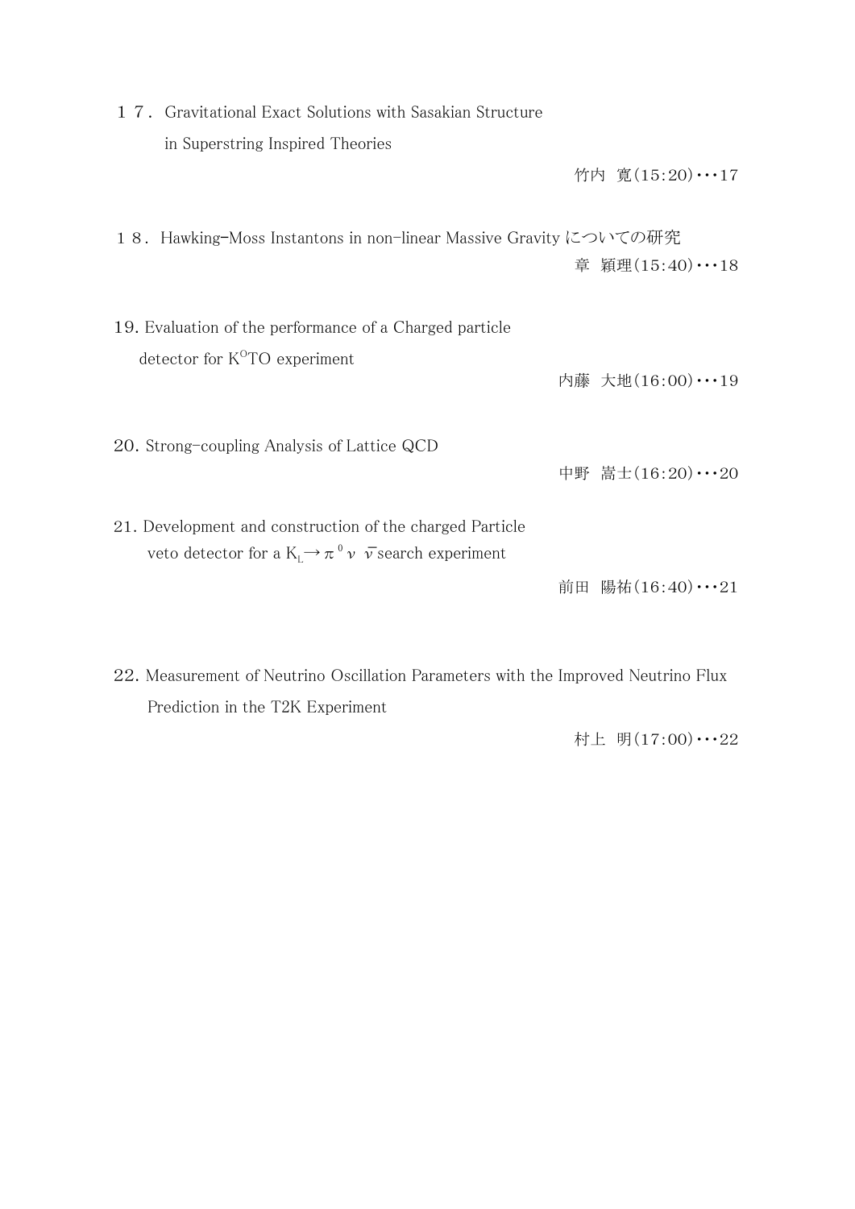１７． Gravitational Exact Solutions with Sasakian Structure in Superstring Inspired Theories

竹内 寛(15:20)・・・17

１８． Hawking-Moss Instantons in non-linear Massive Gravity についての研究

章 穎理(15:40)・・・18

19. Evaluation of the performance of a Charged particle detector for $K^{O}$TO experiment

内藤 大地(16:00)・・・19

20. Strong-coupling Analysis of Lattice QCD

中野 嵩士(16:20)・・・20

21. Development and construction of the charged Particle veto detector for a $K_L \rightarrow \pi^0 \nu \bar{\nu}$ search experiment

前田 陽祐(16:40)・・・21

22. Measurement of Neutrino Oscillation Parameters with the Improved Neutrino Flux Prediction in the T2K Experiment

村上 明(17:00)・・・22